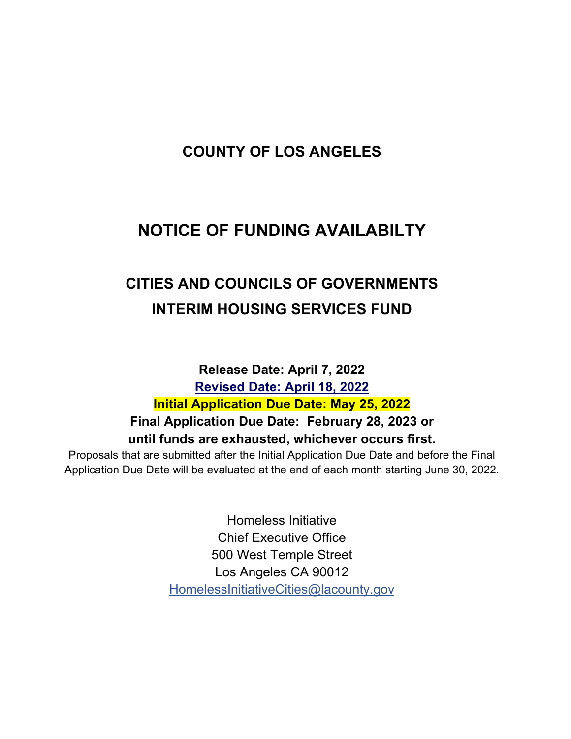# COUNTY OF LOS ANGELES

# NOTICE OF FUNDING AVAILABILTY

## CITIES AND COUNCILS OF GOVERNMENTS INTERIM HOUSING SERVICES FUND

**Release Date: April 7, 2022**

**Revised Date: April 18, 2022**

**Initial Application Due Date: May 25, 2022**

**Final Application Due Date: February 28, 2023 or until funds are exhausted, whichever occurs first.**

Proposals that are submitted after the Initial Application Due Date and before the Final Application Due Date will be evaluated at the end of each month starting June 30, 2022.

Homeless Initiative
Chief Executive Office
500 West Temple Street
Los Angeles CA 90012
HomelessInitiativeCities@lacounty.gov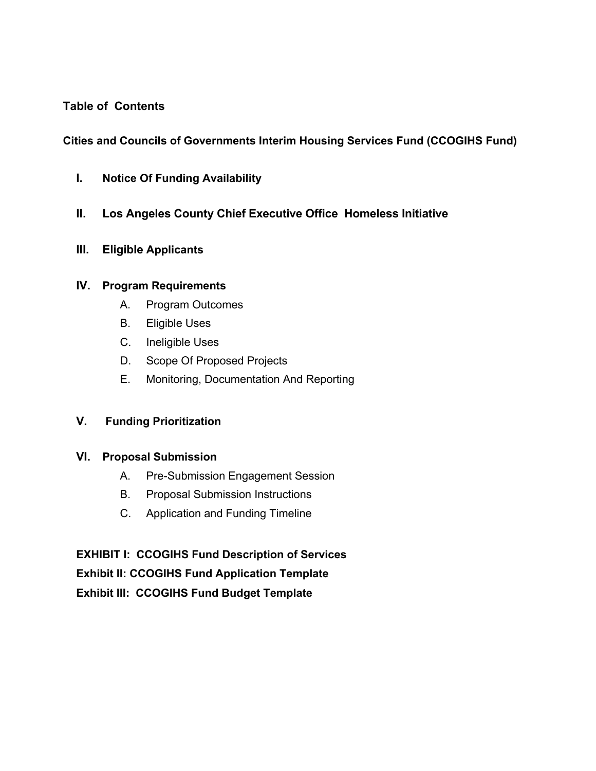## Table of Contents

**Cities and Councils of Governments Interim Housing Services Fund (CCOGIHS Fund)**

- **I. Notice Of Funding Availability**
- **II. Los Angeles County Chief Executive Office Homeless Initiative**
- **III. Eligible Applicants**
- **IV. Program Requirements**
  - A. Program Outcomes
  - B. Eligible Uses
  - C. Ineligible Uses
  - D. Scope Of Proposed Projects
  - E. Monitoring, Documentation And Reporting
- **V. Funding Prioritization**
- **VI. Proposal Submission**
  - A. Pre-Submission Engagement Session
  - B. Proposal Submission Instructions
  - C. Application and Funding Timeline

**EXHIBIT I: CCOGIHS Fund Description of Services**

**Exhibit II: CCOGIHS Fund Application Template**

**Exhibit III: CCOGIHS Fund Budget Template**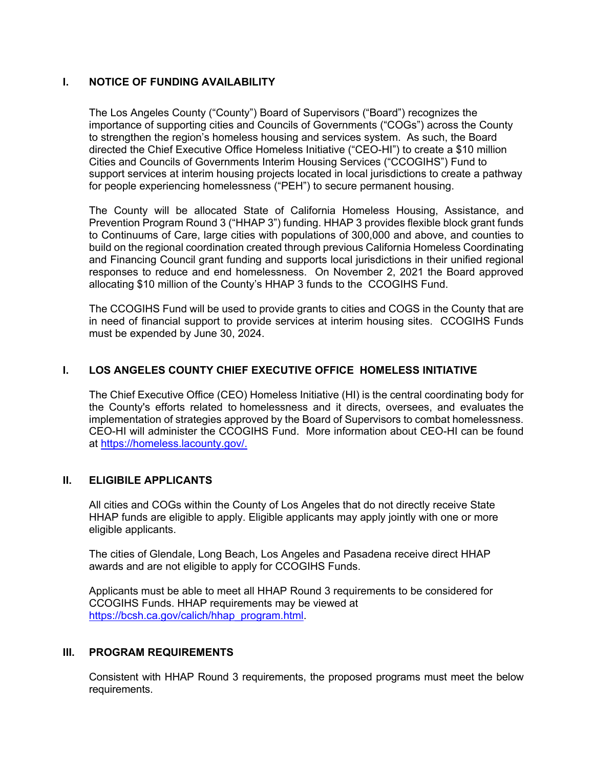## I. NOTICE OF FUNDING AVAILABILITY

The Los Angeles County ("County") Board of Supervisors ("Board") recognizes the importance of supporting cities and Councils of Governments ("COGs") across the County to strengthen the region's homeless housing and services system. As such, the Board directed the Chief Executive Office Homeless Initiative ("CEO-HI") to create a $10 million Cities and Councils of Governments Interim Housing Services ("CCOGIHS") Fund to support services at interim housing projects located in local jurisdictions to create a pathway for people experiencing homelessness ("PEH") to secure permanent housing.

The County will be allocated State of California Homeless Housing, Assistance, and Prevention Program Round 3 ("HHAP 3") funding. HHAP 3 provides flexible block grant funds to Continuums of Care, large cities with populations of 300,000 and above, and counties to build on the regional coordination created through previous California Homeless Coordinating and Financing Council grant funding and supports local jurisdictions in their unified regional responses to reduce and end homelessness. On November 2, 2021 the Board approved allocating $10 million of the County's HHAP 3 funds to the CCOGIHS Fund.

The CCOGIHS Fund will be used to provide grants to cities and COGS in the County that are in need of financial support to provide services at interim housing sites. CCOGIHS Funds must be expended by June 30, 2024.

## I. LOS ANGELES COUNTY CHIEF EXECUTIVE OFFICE HOMELESS INITIATIVE

The Chief Executive Office (CEO) Homeless Initiative (HI) is the central coordinating body for the County's efforts related to homelessness and it directs, oversees, and evaluates the implementation of strategies approved by the Board of Supervisors to combat homelessness. CEO-HI will administer the CCOGIHS Fund. More information about CEO-HI can be found at https://homeless.lacounty.gov/.

## II. ELIGIBILE APPLICANTS

All cities and COGs within the County of Los Angeles that do not directly receive State HHAP funds are eligible to apply. Eligible applicants may apply jointly with one or more eligible applicants.

The cities of Glendale, Long Beach, Los Angeles and Pasadena receive direct HHAP awards and are not eligible to apply for CCOGIHS Funds.

Applicants must be able to meet all HHAP Round 3 requirements to be considered for CCOGIHS Funds. HHAP requirements may be viewed at https://bcsh.ca.gov/calich/hhap_program.html.

## III. PROGRAM REQUIREMENTS

Consistent with HHAP Round 3 requirements, the proposed programs must meet the below requirements.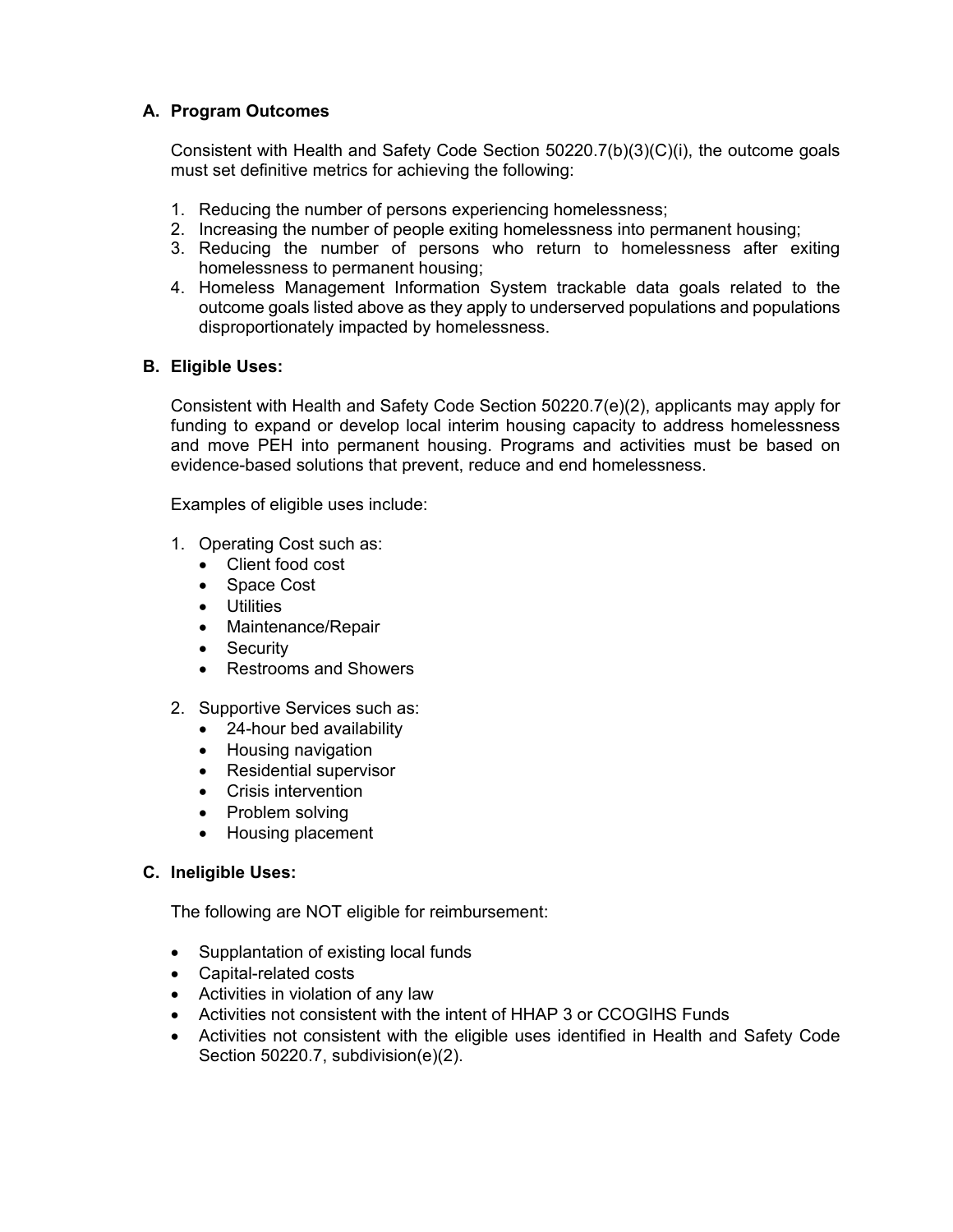### A. Program Outcomes

Consistent with Health and Safety Code Section 50220.7(b)(3)(C)(i), the outcome goals must set definitive metrics for achieving the following:

1. Reducing the number of persons experiencing homelessness;
2. Increasing the number of people exiting homelessness into permanent housing;
3. Reducing the number of persons who return to homelessness after exiting homelessness to permanent housing;
4. Homeless Management Information System trackable data goals related to the outcome goals listed above as they apply to underserved populations and populations disproportionately impacted by homelessness.

### B. Eligible Uses:

Consistent with Health and Safety Code Section 50220.7(e)(2), applicants may apply for funding to expand or develop local interim housing capacity to address homelessness and move PEH into permanent housing. Programs and activities must be based on evidence-based solutions that prevent, reduce and end homelessness.

Examples of eligible uses include:

1. Operating Cost such as:
   - Client food cost
   - Space Cost
   - Utilities
   - Maintenance/Repair
   - Security
   - Restrooms and Showers
2. Supportive Services such as:
   - 24-hour bed availability
   - Housing navigation
   - Residential supervisor
   - Crisis intervention
   - Problem solving
   - Housing placement

### C. Ineligible Uses:

The following are NOT eligible for reimbursement:

- Supplantation of existing local funds
- Capital-related costs
- Activities in violation of any law
- Activities not consistent with the intent of HHAP 3 or CCOGIHS Funds
- Activities not consistent with the eligible uses identified in Health and Safety Code Section 50220.7, subdivision(e)(2).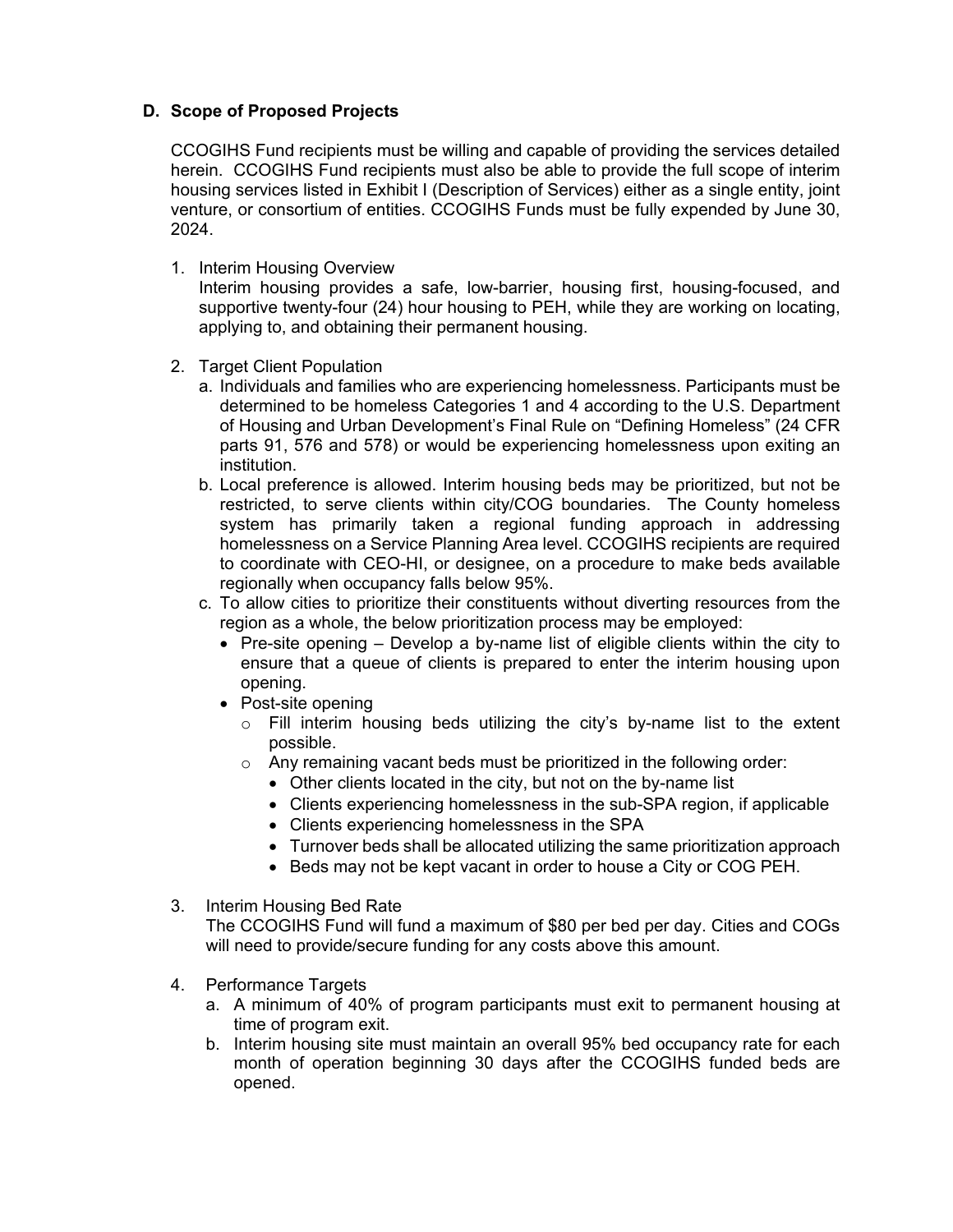## D. Scope of Proposed Projects

CCOGIHS Fund recipients must be willing and capable of providing the services detailed herein. CCOGIHS Fund recipients must also be able to provide the full scope of interim housing services listed in Exhibit I (Description of Services) either as a single entity, joint venture, or consortium of entities. CCOGIHS Funds must be fully expended by June 30, 2024.

1. Interim Housing Overview
   Interim housing provides a safe, low-barrier, housing first, housing-focused, and supportive twenty-four (24) hour housing to PEH, while they are working on locating, applying to, and obtaining their permanent housing.

2. Target Client Population
   a. Individuals and families who are experiencing homelessness. Participants must be determined to be homeless Categories 1 and 4 according to the U.S. Department of Housing and Urban Development's Final Rule on "Defining Homeless" (24 CFR parts 91, 576 and 578) or would be experiencing homelessness upon exiting an institution.
   b. Local preference is allowed. Interim housing beds may be prioritized, but not be restricted, to serve clients within city/COG boundaries. The County homeless system has primarily taken a regional funding approach in addressing homelessness on a Service Planning Area level. CCOGIHS recipients are required to coordinate with CEO-HI, or designee, on a procedure to make beds available regionally when occupancy falls below 95%.
   c. To allow cities to prioritize their constituents without diverting resources from the region as a whole, the below prioritization process may be employed:
      - Pre-site opening – Develop a by-name list of eligible clients within the city to ensure that a queue of clients is prepared to enter the interim housing upon opening.
      - Post-site opening
        - Fill interim housing beds utilizing the city's by-name list to the extent possible.
        - Any remaining vacant beds must be prioritized in the following order:
          - Other clients located in the city, but not on the by-name list
          - Clients experiencing homelessness in the sub-SPA region, if applicable
          - Clients experiencing homelessness in the SPA
          - Turnover beds shall be allocated utilizing the same prioritization approach
          - Beds may not be kept vacant in order to house a City or COG PEH.

3. Interim Housing Bed Rate
   The CCOGIHS Fund will fund a maximum of $80 per bed per day. Cities and COGs will need to provide/secure funding for any costs above this amount.

4. Performance Targets
   a. A minimum of 40% of program participants must exit to permanent housing at time of program exit.
   b. Interim housing site must maintain an overall 95% bed occupancy rate for each month of operation beginning 30 days after the CCOGIHS funded beds are opened.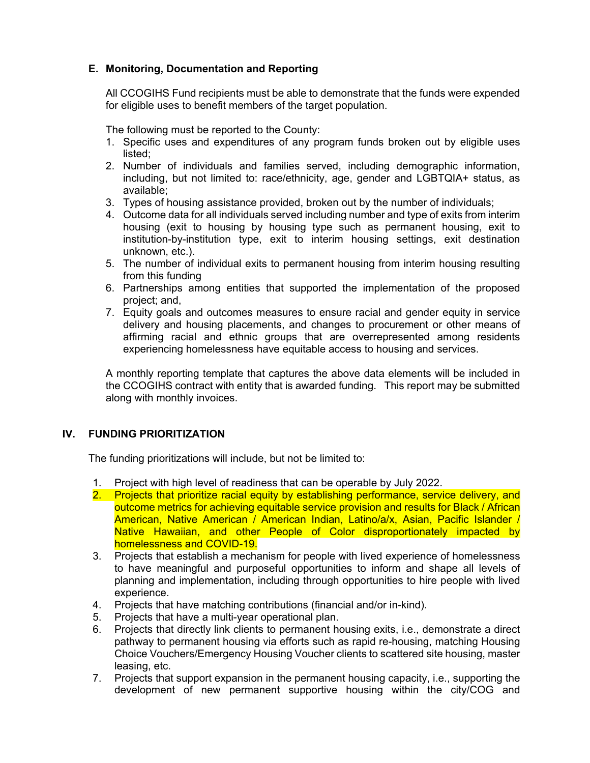### E. Monitoring, Documentation and Reporting

All CCOGIHS Fund recipients must be able to demonstrate that the funds were expended for eligible uses to benefit members of the target population.

The following must be reported to the County:

1. Specific uses and expenditures of any program funds broken out by eligible uses listed;
2. Number of individuals and families served, including demographic information, including, but not limited to: race/ethnicity, age, gender and LGBTQIA+ status, as available;
3. Types of housing assistance provided, broken out by the number of individuals;
4. Outcome data for all individuals served including number and type of exits from interim housing (exit to housing by housing type such as permanent housing, exit to institution-by-institution type, exit to interim housing settings, exit destination unknown, etc.).
5. The number of individual exits to permanent housing from interim housing resulting from this funding
6. Partnerships among entities that supported the implementation of the proposed project; and,
7. Equity goals and outcomes measures to ensure racial and gender equity in service delivery and housing placements, and changes to procurement or other means of affirming racial and ethnic groups that are overrepresented among residents experiencing homelessness have equitable access to housing and services.

A monthly reporting template that captures the above data elements will be included in the CCOGIHS contract with entity that is awarded funding. This report may be submitted along with monthly invoices.

## IV. FUNDING PRIORITIZATION

The funding prioritizations will include, but not be limited to:

1. Project with high level of readiness that can be operable by July 2022.
2. Projects that prioritize racial equity by establishing performance, service delivery, and outcome metrics for achieving equitable service provision and results for Black / African American, Native American / American Indian, Latino/a/x, Asian, Pacific Islander / Native Hawaiian, and other People of Color disproportionately impacted by homelessness and COVID-19.
3. Projects that establish a mechanism for people with lived experience of homelessness to have meaningful and purposeful opportunities to inform and shape all levels of planning and implementation, including through opportunities to hire people with lived experience.
4. Projects that have matching contributions (financial and/or in-kind).
5. Projects that have a multi-year operational plan.
6. Projects that directly link clients to permanent housing exits, i.e., demonstrate a direct pathway to permanent housing via efforts such as rapid re-housing, matching Housing Choice Vouchers/Emergency Housing Voucher clients to scattered site housing, master leasing, etc.
7. Projects that support expansion in the permanent housing capacity, i.e., supporting the development of new permanent supportive housing within the city/COG and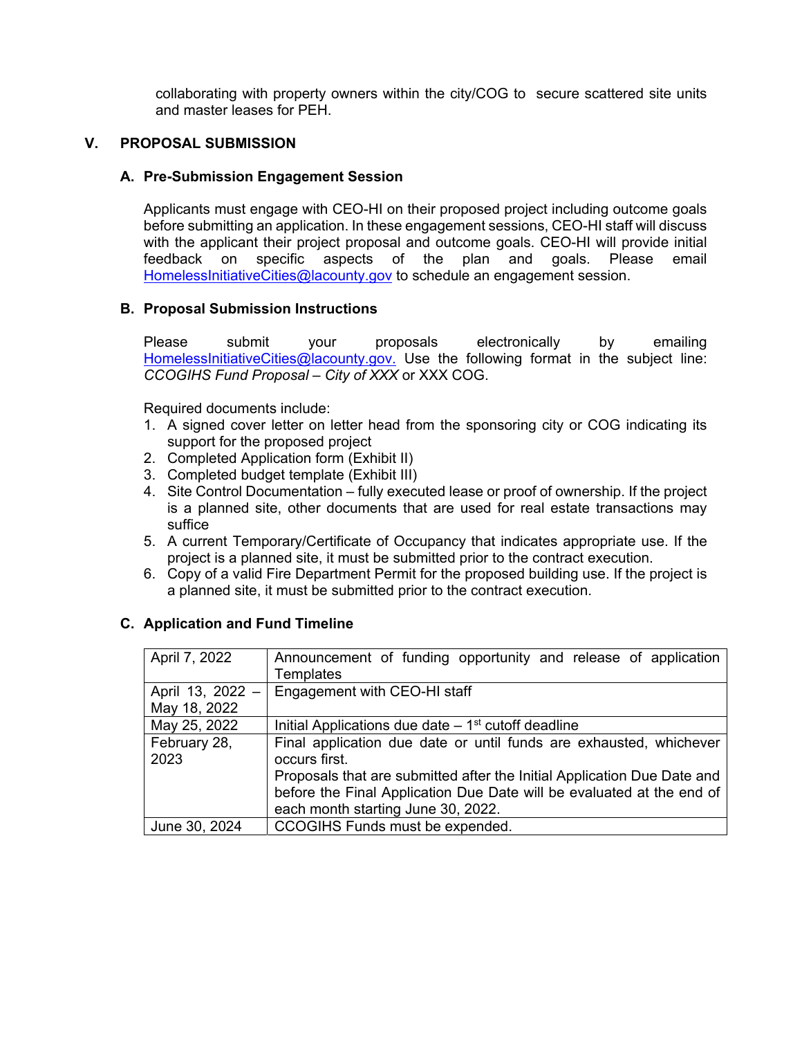collaborating with property owners within the city/COG to secure scattered site units and master leases for PEH.

## V. PROPOSAL SUBMISSION

### A. Pre-Submission Engagement Session

Applicants must engage with CEO-HI on their proposed project including outcome goals before submitting an application. In these engagement sessions, CEO-HI staff will discuss with the applicant their project proposal and outcome goals. CEO-HI will provide initial feedback on specific aspects of the plan and goals. Please email HomelessInitiativeCities@lacounty.gov to schedule an engagement session.

### B. Proposal Submission Instructions

Please submit your proposals electronically by emailing HomelessInitiativeCities@lacounty.gov. Use the following format in the subject line: *CCOGIHS Fund Proposal – City of XXX* or XXX COG.

Required documents include:

1. A signed cover letter on letter head from the sponsoring city or COG indicating its support for the proposed project
2. Completed Application form (Exhibit II)
3. Completed budget template (Exhibit III)
4. Site Control Documentation – fully executed lease or proof of ownership. If the project is a planned site, other documents that are used for real estate transactions may suffice
5. A current Temporary/Certificate of Occupancy that indicates appropriate use. If the project is a planned site, it must be submitted prior to the contract execution.
6. Copy of a valid Fire Department Permit for the proposed building use. If the project is a planned site, it must be submitted prior to the contract execution.

### C. Application and Fund Timeline

| | |
|---|---|
| April 7, 2022 | Announcement of funding opportunity and release of application Templates |
| April 13, 2022 – May 18, 2022 | Engagement with CEO-HI staff |
| May 25, 2022 | Initial Applications due date – 1st cutoff deadline |
| February 28, 2023 | Final application due date or until funds are exhausted, whichever occurs first.<br>Proposals that are submitted after the Initial Application Due Date and before the Final Application Due Date will be evaluated at the end of each month starting June 30, 2022. |
| June 30, 2024 | CCOGIHS Funds must be expended. |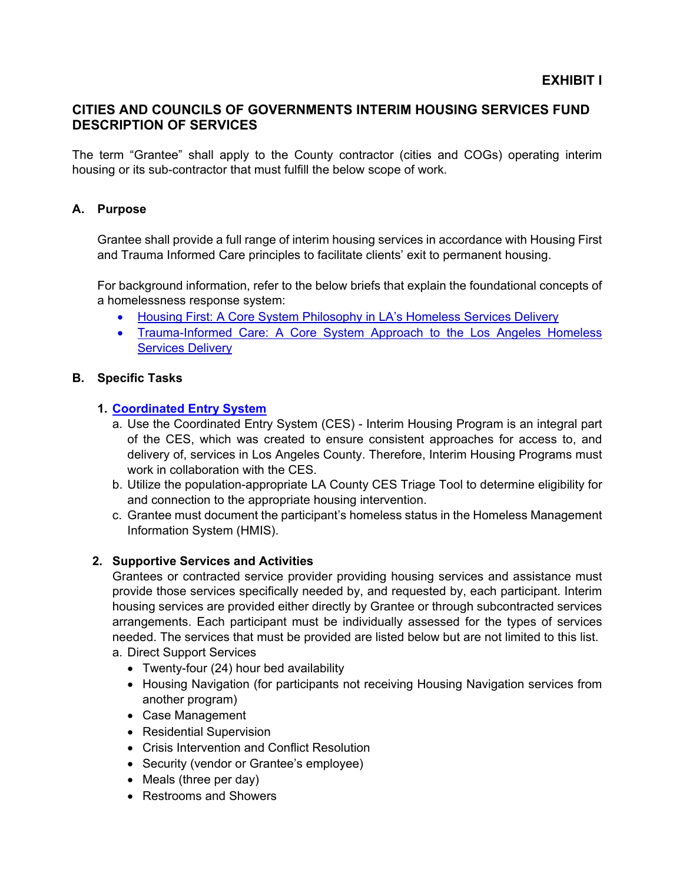**EXHIBIT I**

## CITIES AND COUNCILS OF GOVERNMENTS INTERIM HOUSING SERVICES FUND DESCRIPTION OF SERVICES

The term "Grantee" shall apply to the County contractor (cities and COGs) operating interim housing or its sub-contractor that must fulfill the below scope of work.

### A. Purpose

Grantee shall provide a full range of interim housing services in accordance with Housing First and Trauma Informed Care principles to facilitate clients' exit to permanent housing.

For background information, refer to the below briefs that explain the foundational concepts of a homelessness response system:

- Housing First: A Core System Philosophy in LA's Homeless Services Delivery
- Trauma-Informed Care: A Core System Approach to the Los Angeles Homeless Services Delivery

### B. Specific Tasks

**1. Coordinated Entry System**

a. Use the Coordinated Entry System (CES) - Interim Housing Program is an integral part of the CES, which was created to ensure consistent approaches for access to, and delivery of, services in Los Angeles County. Therefore, Interim Housing Programs must work in collaboration with the CES.

b. Utilize the population-appropriate LA County CES Triage Tool to determine eligibility for and connection to the appropriate housing intervention.

c. Grantee must document the participant's homeless status in the Homeless Management Information System (HMIS).

**2. Supportive Services and Activities**

Grantees or contracted service provider providing housing services and assistance must provide those services specifically needed by, and requested by, each participant. Interim housing services are provided either directly by Grantee or through subcontracted services arrangements. Each participant must be individually assessed for the types of services needed. The services that must be provided are listed below but are not limited to this list.

a. Direct Support Services

- Twenty-four (24) hour bed availability
- Housing Navigation (for participants not receiving Housing Navigation services from another program)
- Case Management
- Residential Supervision
- Crisis Intervention and Conflict Resolution
- Security (vendor or Grantee's employee)
- Meals (three per day)
- Restrooms and Showers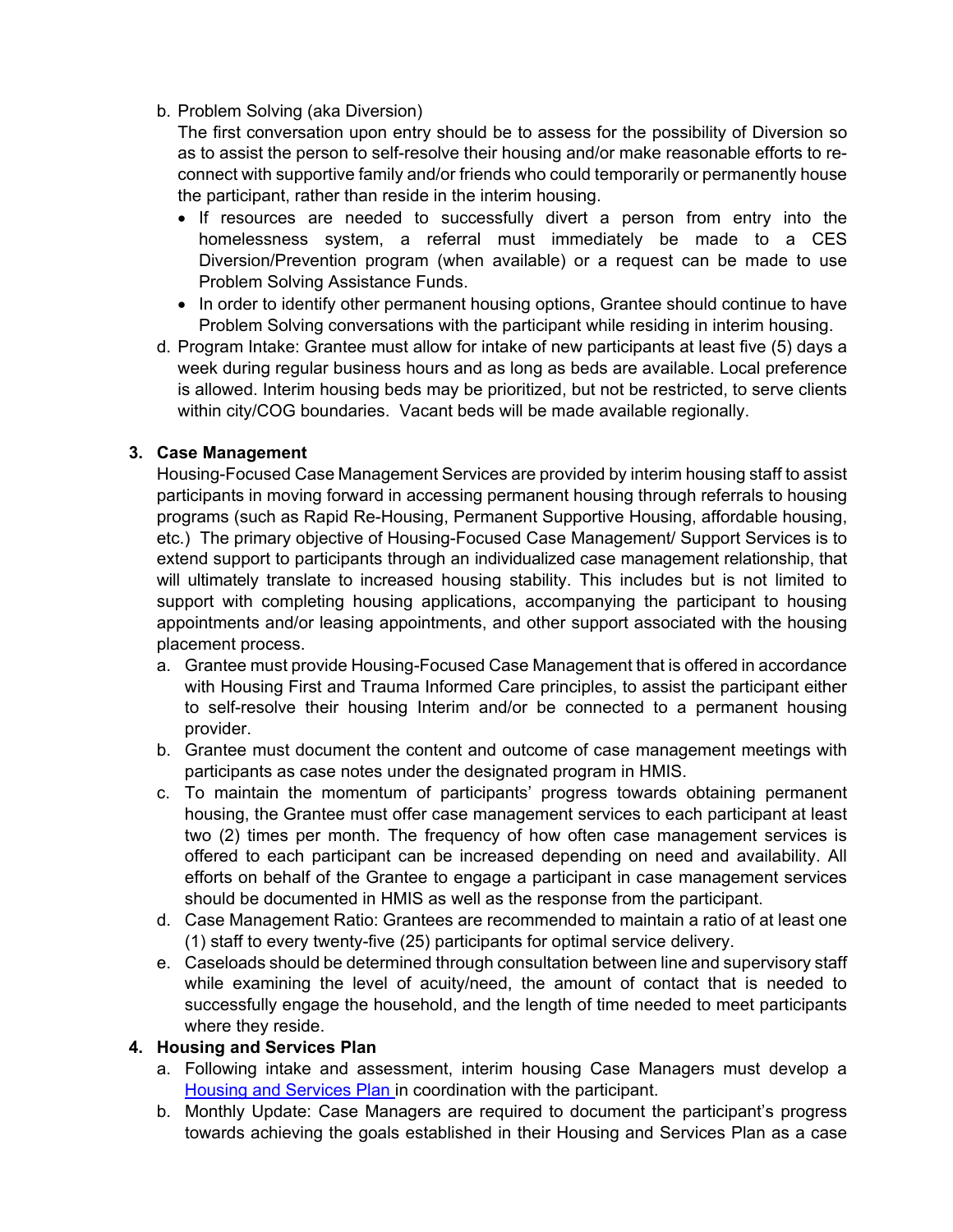b. Problem Solving (aka Diversion)

   The first conversation upon entry should be to assess for the possibility of Diversion so as to assist the person to self-resolve their housing and/or make reasonable efforts to re-connect with supportive family and/or friends who could temporarily or permanently house the participant, rather than reside in the interim housing.

   - If resources are needed to successfully divert a person from entry into the homelessness system, a referral must immediately be made to a CES Diversion/Prevention program (when available) or a request can be made to use Problem Solving Assistance Funds.
   - In order to identify other permanent housing options, Grantee should continue to have Problem Solving conversations with the participant while residing in interim housing.

d. Program Intake: Grantee must allow for intake of new participants at least five (5) days a week during regular business hours and as long as beds are available. Local preference is allowed. Interim housing beds may be prioritized, but not be restricted, to serve clients within city/COG boundaries. Vacant beds will be made available regionally.

**3. Case Management**

Housing-Focused Case Management Services are provided by interim housing staff to assist participants in moving forward in accessing permanent housing through referrals to housing programs (such as Rapid Re-Housing, Permanent Supportive Housing, affordable housing, etc.) The primary objective of Housing-Focused Case Management/ Support Services is to extend support to participants through an individualized case management relationship, that will ultimately translate to increased housing stability. This includes but is not limited to support with completing housing applications, accompanying the participant to housing appointments and/or leasing appointments, and other support associated with the housing placement process.

a. Grantee must provide Housing-Focused Case Management that is offered in accordance with Housing First and Trauma Informed Care principles, to assist the participant either to self-resolve their housing Interim and/or be connected to a permanent housing provider.

b. Grantee must document the content and outcome of case management meetings with participants as case notes under the designated program in HMIS.

c. To maintain the momentum of participants' progress towards obtaining permanent housing, the Grantee must offer case management services to each participant at least two (2) times per month. The frequency of how often case management services is offered to each participant can be increased depending on need and availability. All efforts on behalf of the Grantee to engage a participant in case management services should be documented in HMIS as well as the response from the participant.

d. Case Management Ratio: Grantees are recommended to maintain a ratio of at least one (1) staff to every twenty-five (25) participants for optimal service delivery.

e. Caseloads should be determined through consultation between line and supervisory staff while examining the level of acuity/need, the amount of contact that is needed to successfully engage the household, and the length of time needed to meet participants where they reside.

**4. Housing and Services Plan**

a. Following intake and assessment, interim housing Case Managers must develop a Housing and Services Plan in coordination with the participant.

b. Monthly Update: Case Managers are required to document the participant's progress towards achieving the goals established in their Housing and Services Plan as a case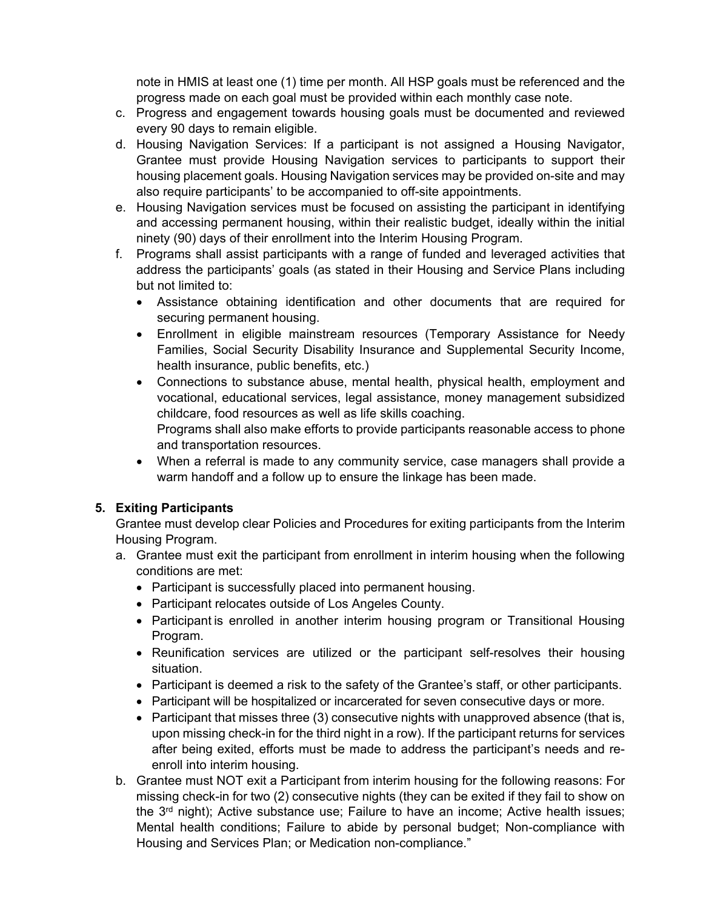note in HMIS at least one (1) time per month. All HSP goals must be referenced and the progress made on each goal must be provided within each monthly case note.

c. Progress and engagement towards housing goals must be documented and reviewed every 90 days to remain eligible.
d. Housing Navigation Services: If a participant is not assigned a Housing Navigator, Grantee must provide Housing Navigation services to participants to support their housing placement goals. Housing Navigation services may be provided on-site and may also require participants' to be accompanied to off-site appointments.
e. Housing Navigation services must be focused on assisting the participant in identifying and accessing permanent housing, within their realistic budget, ideally within the initial ninety (90) days of their enrollment into the Interim Housing Program.
f. Programs shall assist participants with a range of funded and leveraged activities that address the participants' goals (as stated in their Housing and Service Plans including but not limited to:
   - Assistance obtaining identification and other documents that are required for securing permanent housing.
   - Enrollment in eligible mainstream resources (Temporary Assistance for Needy Families, Social Security Disability Insurance and Supplemental Security Income, health insurance, public benefits, etc.)
   - Connections to substance abuse, mental health, physical health, employment and vocational, educational services, legal assistance, money management subsidized childcare, food resources as well as life skills coaching.
     Programs shall also make efforts to provide participants reasonable access to phone and transportation resources.
   - When a referral is made to any community service, case managers shall provide a warm handoff and a follow up to ensure the linkage has been made.

## 5. Exiting Participants

Grantee must develop clear Policies and Procedures for exiting participants from the Interim Housing Program.

a. Grantee must exit the participant from enrollment in interim housing when the following conditions are met:
   - Participant is successfully placed into permanent housing.
   - Participant relocates outside of Los Angeles County.
   - Participant is enrolled in another interim housing program or Transitional Housing Program.
   - Reunification services are utilized or the participant self-resolves their housing situation.
   - Participant is deemed a risk to the safety of the Grantee's staff, or other participants.
   - Participant will be hospitalized or incarcerated for seven consecutive days or more.
   - Participant that misses three (3) consecutive nights with unapproved absence (that is, upon missing check-in for the third night in a row). If the participant returns for services after being exited, efforts must be made to address the participant's needs and re-enroll into interim housing.
b. Grantee must NOT exit a Participant from interim housing for the following reasons: For missing check-in for two (2) consecutive nights (they can be exited if they fail to show on the 3rd night); Active substance use; Failure to have an income; Active health issues; Mental health conditions; Failure to abide by personal budget; Non-compliance with Housing and Services Plan; or Medication non-compliance."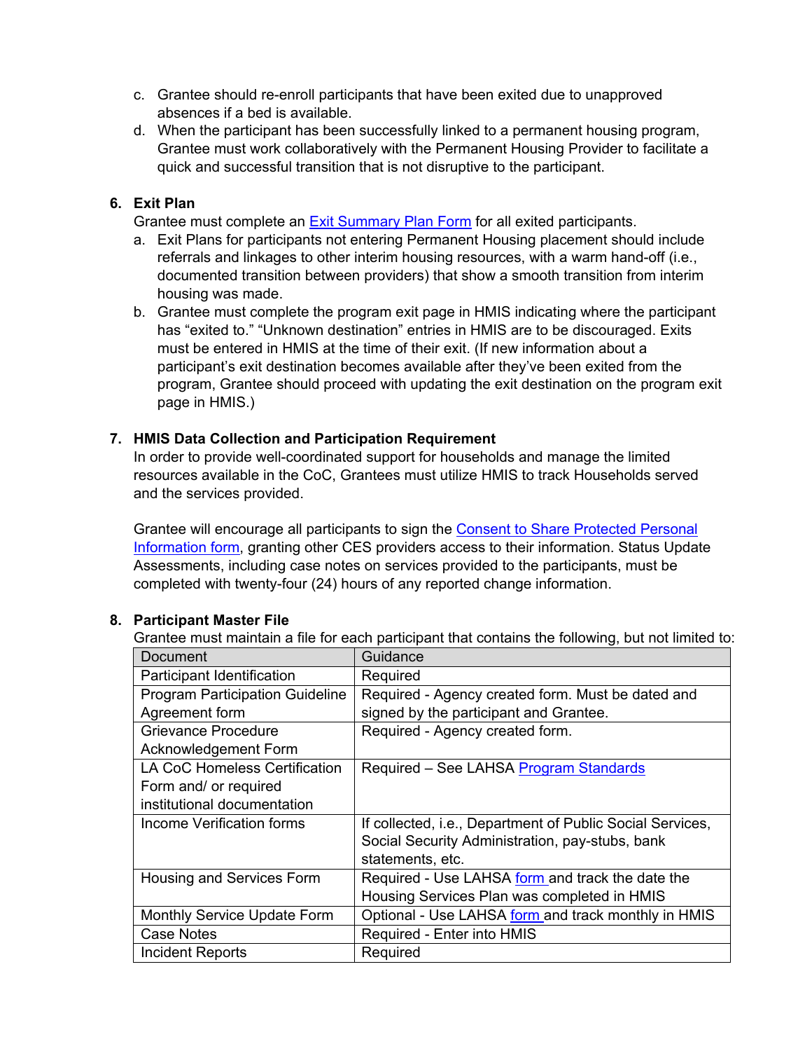c. Grantee should re-enroll participants that have been exited due to unapproved absences in if a bed is available.
d. When the participant has been successfully linked to a permanent housing program, Grantee must work collaboratively with the Permanent Housing Provider to facilitate a quick and successful transition that is not disruptive to the participant.

**6. Exit Plan**

Grantee must complete an Exit Summary Plan Form for all exited participants.

a. Exit Plans for participants not entering Permanent Housing placement should include referrals and linkages to other interim housing resources, with a warm hand-off (i.e., documented transition between providers) that show a smooth transition from interim housing was made.
b. Grantee must complete the program exit page in HMIS indicating where the participant has "exited to." "Unknown destination" entries in HMIS are to be discouraged. Exits must be entered in HMIS at the time of their exit. (If new information about a participant's exit destination becomes available after they've been exited from the program, Grantee should proceed with updating the exit destination on the program exit page in HMIS.)

**7. HMIS Data Collection and Participation Requirement**

In order to provide well-coordinated support for households and manage the limited resources available in the CoC, Grantees must utilize HMIS to track Households served and the services provided.

Grantee will encourage all participants to sign the Consent to Share Protected Personal Information form, granting other CES providers access to their information. Status Update Assessments, including case notes on services provided to the participants, must be completed with twenty-four (24) hours of any reported change information.

**8. Participant Master File**

Grantee must maintain a file for each participant that contains the following, but not limited to:

| Document | Guidance |
|---|---|
| Participant Identification | Required |
| Program Participation Guideline Agreement form | Required - Agency created form. Must be dated and signed by the participant and Grantee. |
| Grievance Procedure Acknowledgement Form | Required - Agency created form. |
| LA CoC Homeless Certification Form and/ or required institutional documentation | Required – See LAHSA Program Standards |
| Income Verification forms | If collected, i.e., Department of Public Social Services, Social Security Administration, pay-stubs, bank statements, etc. |
| Housing and Services Form | Required - Use LAHSA form and track the date the Housing Services Plan was completed in HMIS |
| Monthly Service Update Form | Optional - Use LAHSA form and track monthly in HMIS |
| Case Notes | Required - Enter into HMIS |
| Incident Reports | Required |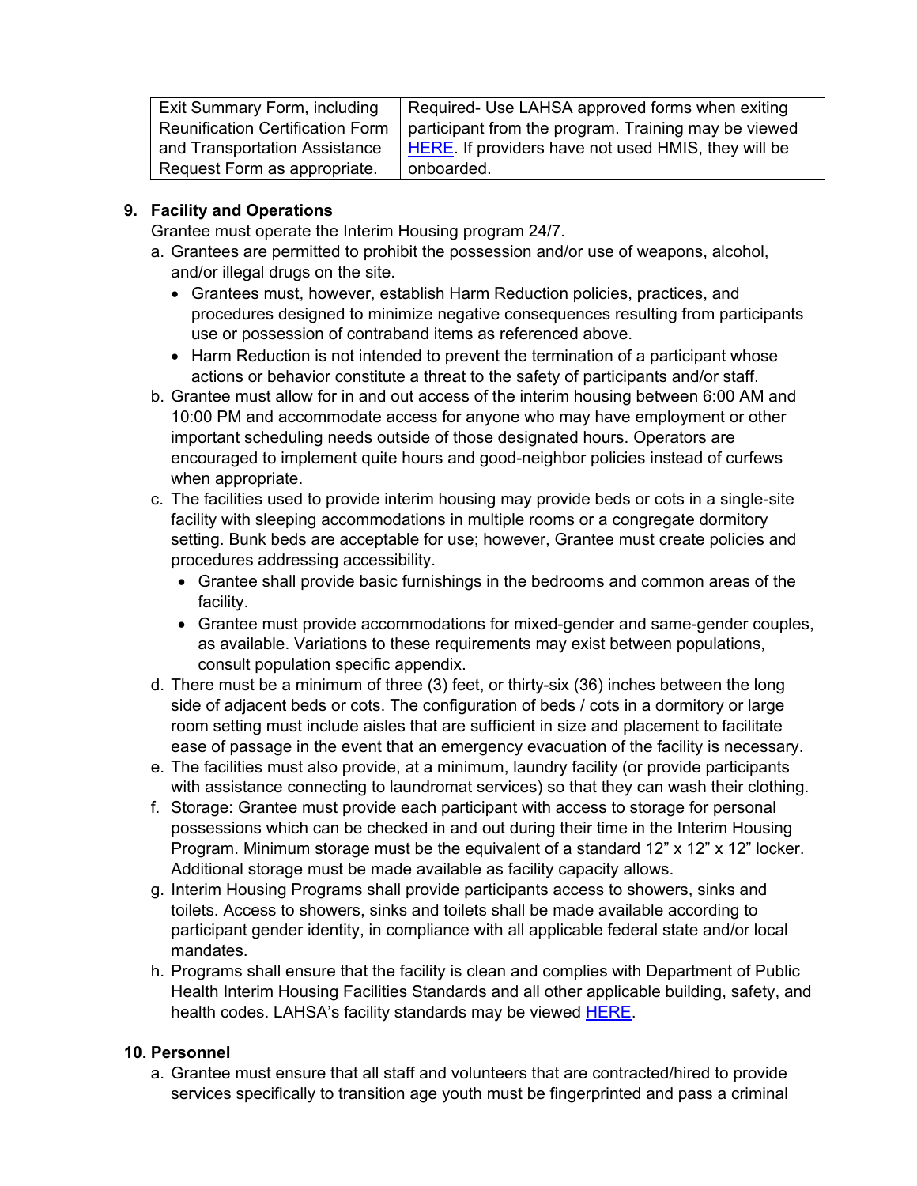| Exit Summary Form, including Reunification Certification Form and Transportation Assistance Request Form as appropriate. | Required- Use LAHSA approved forms when exiting participant from the program. Training may be viewed HERE. If providers have not used HMIS, they will be onboarded. |
|---|---|

**9. Facility and Operations**

Grantee must operate the Interim Housing program 24/7.

a. Grantees are permitted to prohibit the possession and/or use of weapons, alcohol, and/or illegal drugs on the site.
   - Grantees must, however, establish Harm Reduction policies, practices, and procedures designed to minimize negative consequences resulting from participants use or possession of contraband items as referenced above.
   - Harm Reduction is not intended to prevent the termination of a participant whose actions or behavior constitute a threat to the safety of participants and/or staff.

b. Grantee must allow for in and out access of the interim housing between 6:00 AM and 10:00 PM and accommodate access for anyone who may have employment or other important scheduling needs outside of those designated hours. Operators are encouraged to implement quite hours and good-neighbor policies instead of curfews when appropriate.

c. The facilities used to provide interim housing may provide beds or cots in a single-site facility with sleeping accommodations in multiple rooms or a congregate dormitory setting. Bunk beds are acceptable for use; however, Grantee must create policies and procedures addressing accessibility.
   - Grantee shall provide basic furnishings in the bedrooms and common areas of the facility.
   - Grantee must provide accommodations for mixed-gender and same-gender couples, as available. Variations to these requirements may exist between populations, consult population specific appendix.

d. There must be a minimum of three (3) feet, or thirty-six (36) inches between the long side of adjacent beds or cots. The configuration of beds / cots in a dormitory or large room setting must include aisles that are sufficient in size and placement to facilitate ease of passage in the event that an emergency evacuation of the facility is necessary.

e. The facilities must also provide, at a minimum, laundry facility (or provide participants with assistance connecting to laundromat services) so that they can wash their clothing.

f. Storage: Grantee must provide each participant with access to storage for personal possessions which can be checked in and out during their time in the Interim Housing Program. Minimum storage must be the equivalent of a standard 12" x 12" x 12" locker. Additional storage must be made available as facility capacity allows.

g. Interim Housing Programs shall provide participants access to showers, sinks and toilets. Access to showers, sinks and toilets shall be made available according to participant gender identity, in compliance with all applicable federal state and/or local mandates.

h. Programs shall ensure that the facility is clean and complies with Department of Public Health Interim Housing Facilities Standards and all other applicable building, safety, and health codes. LAHSA's facility standards may be viewed HERE.

**10. Personnel**

a. Grantee must ensure that all staff and volunteers that are contracted/hired to provide services specifically to transition age youth must be fingerprinted and pass a criminal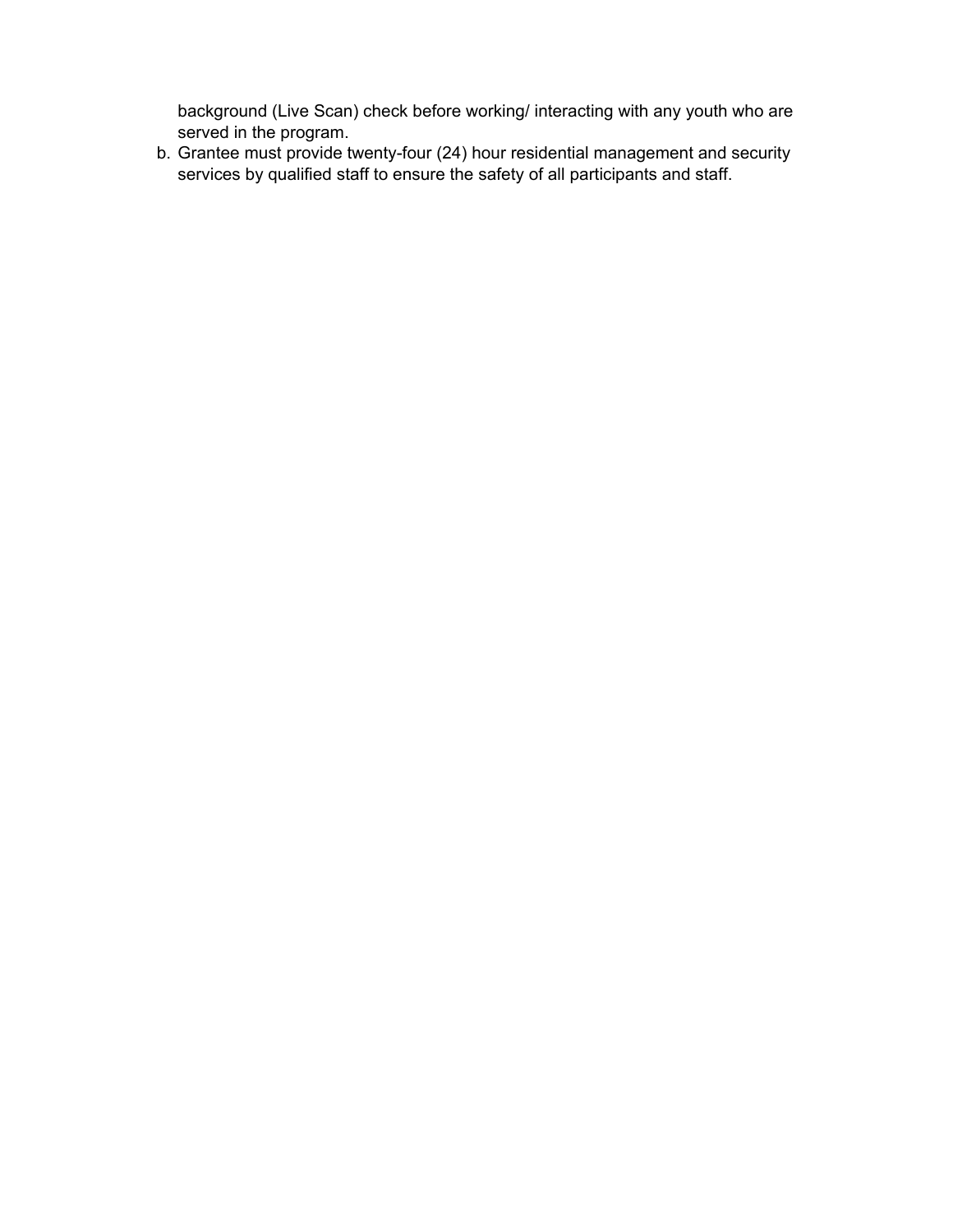background (Live Scan) check before working/ interacting with any youth who are served in the program.

b. Grantee must provide twenty-four (24) hour residential management and security services by qualified staff to ensure the safety of all participants and staff.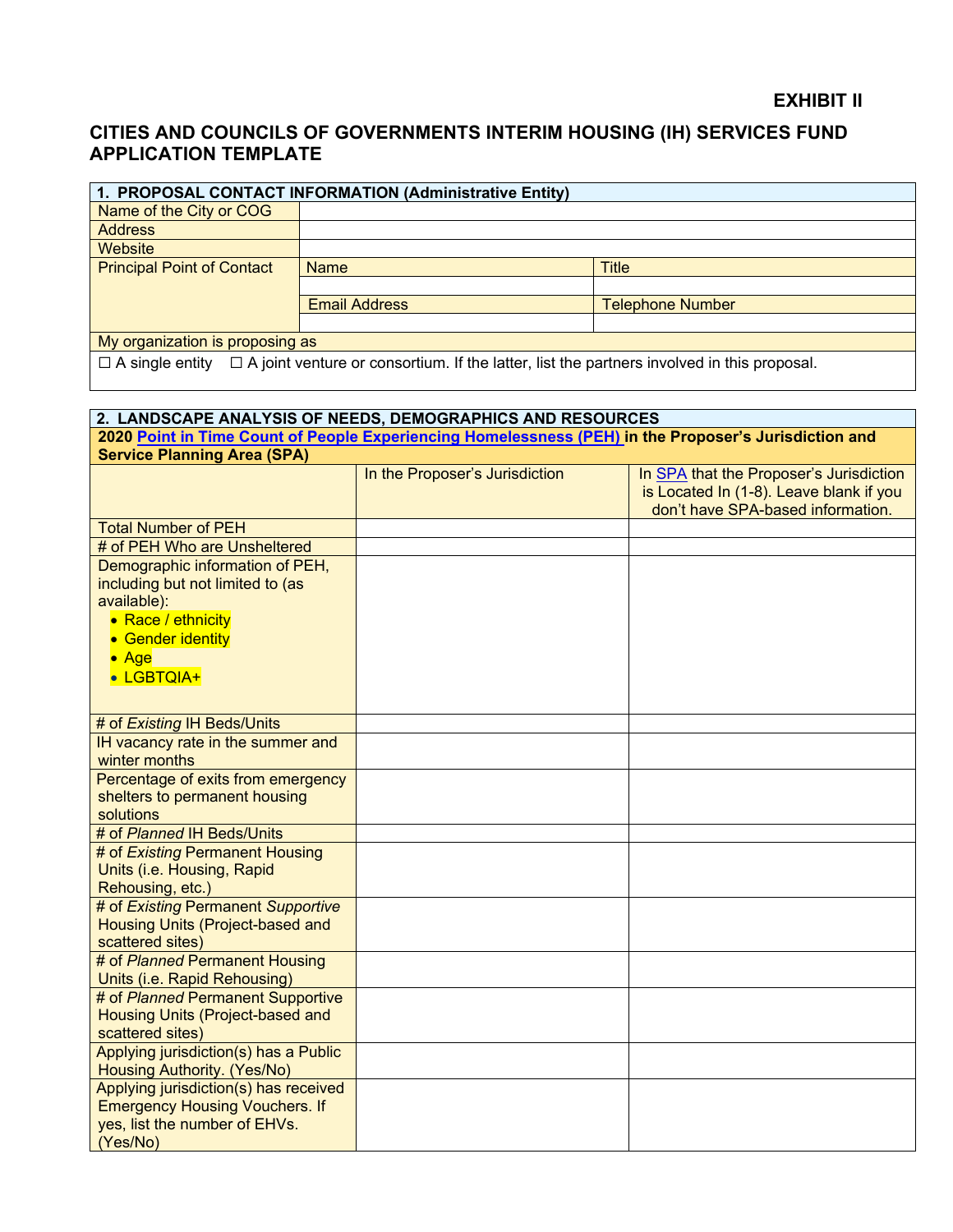**EXHIBIT II**

## CITIES AND COUNCILS OF GOVERNMENTS INTERIM HOUSING (IH) SERVICES FUND APPLICATION TEMPLATE

| 1. PROPOSAL CONTACT INFORMATION (Administrative Entity) | | |
|---|---|---|
| Name of the City or COG | | |
| Address | | |
| Website | | |
| Principal Point of Contact | Name | Title |
| | | |
| | Email Address | Telephone Number |
| | | |
| My organization is proposing as | | |
| ☐ A single entity ☐ A joint venture or consortium. If the latter, list the partners involved in this proposal. | | |

| 2. LANDSCAPE ANALYSIS OF NEEDS, DEMOGRAPHICS AND RESOURCES | | |
|---|---|---|
| **2020 Point in Time Count of People Experiencing Homelessness (PEH) in the Proposer's Jurisdiction and Service Planning Area (SPA)** | | |
| | In the Proposer's Jurisdiction | In SPA that the Proposer's Jurisdiction is Located In (1-8). Leave blank if you don't have SPA-based information. |
| Total Number of PEH | | |
| # of PEH Who are Unsheltered | | |
| Demographic information of PEH, including but not limited to (as available): <br>• Race / ethnicity <br>• Gender identity <br>• Age <br>• LGBTQIA+ | | |
| # of *Existing* IH Beds/Units | | |
| IH vacancy rate in the summer and winter months | | |
| Percentage of exits from emergency shelters to permanent housing solutions | | |
| # of *Planned* IH Beds/Units | | |
| # of *Existing* Permanent Housing Units (i.e. Housing, Rapid Rehousing, etc.) | | |
| # of *Existing* Permanent *Supportive* Housing Units (Project-based and scattered sites) | | |
| # of *Planned* Permanent Housing Units (i.e. Rapid Rehousing) | | |
| # of *Planned* Permanent Supportive Housing Units (Project-based and scattered sites) | | |
| Applying jurisdiction(s) has a Public Housing Authority. (Yes/No) | | |
| Applying jurisdiction(s) has received Emergency Housing Vouchers. If yes, list the number of EHVs. (Yes/No) | | |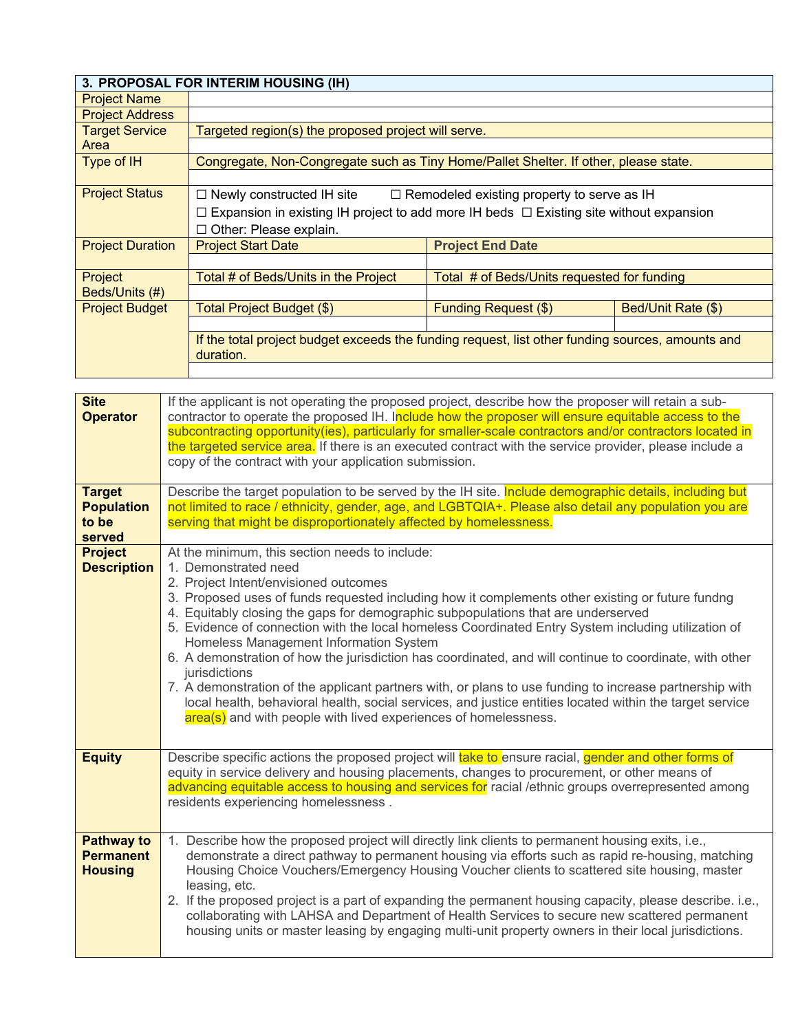| 3. PROPOSAL FOR INTERIM HOUSING (IH) | | | |
|---|---|---|---|
| Project Name | | | |
| Project Address | | | |
| Target Service Area | Targeted region(s) the proposed project will serve. | | |
| | | | |
| Type of IH | Congregate, Non-Congregate such as Tiny Home/Pallet Shelter. If other, please state. | | |
| | | | |
| Project Status | ☐ Newly constructed IH site ☐ Remodeled existing property to serve as IH ☐ Expansion in existing IH project to add more IH beds ☐ Existing site without expansion ☐ Other: Please explain. | | |
| Project Duration | Project Start Date | Project End Date | |
| | | | |
| Project Beds/Units (#) | Total # of Beds/Units in the Project | Total # of Beds/Units requested for funding | |
| | | | |
| Project Budget | Total Project Budget ($) | Funding Request ($) | Bed/Unit Rate ($) |
| | | | |
| | If the total project budget exceeds the funding request, list other funding sources, amounts and duration. | | |
| | | | |

| | |
|---|---|
| **Site Operator** | If the applicant is not operating the proposed project, describe how the proposer will retain a sub-contractor to operate the proposed IH. Include how the proposer will ensure equitable access to the subcontracting opportunity(ies), particularly for smaller-scale contractors and/or contractors located in the targeted service area. If there is an executed contract with the service provider, please include a copy of the contract with your application submission. |
| **Target Population to be served** | Describe the target population to be served by the IH site. Include demographic details, including but not limited to race / ethnicity, gender, age, and LGBTQIA+. Please also detail any population you are serving that might be disproportionately affected by homelessness. |
| **Project Description** | At the minimum, this section needs to include:<br>1. Demonstrated need<br>2. Project Intent/envisioned outcomes<br>3. Proposed uses of funds requested including how it complements other existing or future fundng<br>4. Equitably closing the gaps for demographic subpopulations that are underserved<br>5. Evidence of connection with the local homeless Coordinated Entry System including utilization of Homeless Management Information System<br>6. A demonstration of how the jurisdiction has coordinated, and will continue to coordinate, with other jurisdictions<br>7. A demonstration of the applicant partners with, or plans to use funding to increase partnership with local health, behavioral health, social services, and justice entities located within the target service area(s) and with people with lived experiences of homelessness. |
| **Equity** | Describe specific actions the proposed project will take to ensure racial, gender and other forms of equity in service delivery and housing placements, changes to procurement, or other means of advancing equitable access to housing and services for racial /ethnic groups overrepresented among residents experiencing homelessness . |
| **Pathway to Permanent Housing** | 1. Describe how the proposed project will directly link clients to permanent housing exits, i.e., demonstrate a direct pathway to permanent housing via efforts such as rapid re-housing, matching Housing Choice Vouchers/Emergency Housing Voucher clients to scattered site housing, master leasing, etc.<br>2. If the proposed project is a part of expanding the permanent housing capacity, please describe. i.e., collaborating with LAHSA and Department of Health Services to secure new scattered permanent housing units or master leasing by engaging multi-unit property owners in their local jurisdictions. |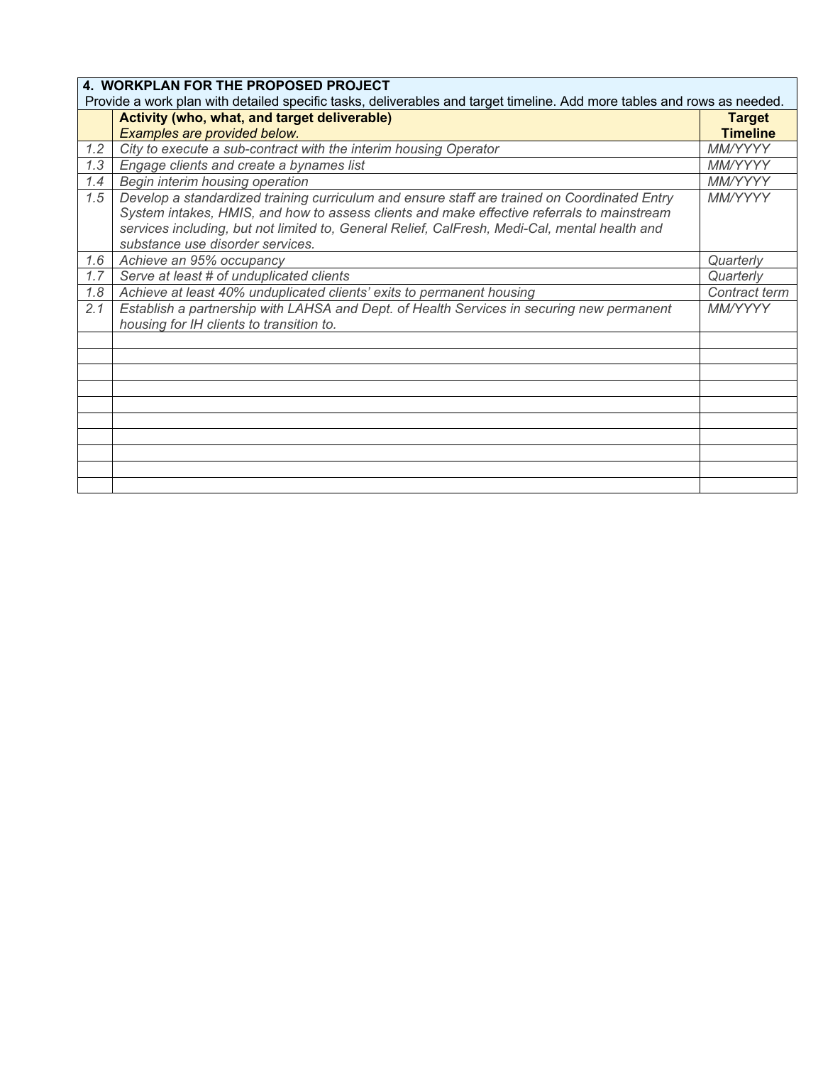| **4. WORKPLAN FOR THE PROPOSED PROJECT**<br>Provide a work plan with detailed specific tasks, deliverables and target timeline. Add more tables and rows as needed. | | |
|---|---|---|
| | **Activity (who, what, and target deliverable)**<br>*Examples are provided below.* | **Target Timeline** |
| *1.2* | *City to execute a sub-contract with the interim housing Operator* | *MM/YYYY* |
| *1.3* | *Engage clients and create a bynames list* | *MM/YYYY* |
| *1.4* | *Begin interim housing operation* | *MM/YYYY* |
| *1.5* | *Develop a standardized training curriculum and ensure staff are trained on Coordinated Entry System intakes, HMIS, and how to assess clients and make effective referrals to mainstream services including, but not limited to, General Relief, CalFresh, Medi-Cal, mental health and substance use disorder services.* | *MM/YYYY* |
| *1.6* | *Achieve an 95% occupancy* | *Quarterly* |
| *1.7* | *Serve at least # of unduplicated clients* | *Quarterly* |
| *1.8* | *Achieve at least 40% unduplicated clients' exits to permanent housing* | *Contract term* |
| *2.1* | *Establish a partnership with LAHSA and Dept. of Health Services in securing new permanent housing for IH clients to transition to.* | *MM/YYYY* |
| | | |
| | | |
| | | |
| | | |
| | | |
| | | |
| | | |
| | | |
| | | |
| | | |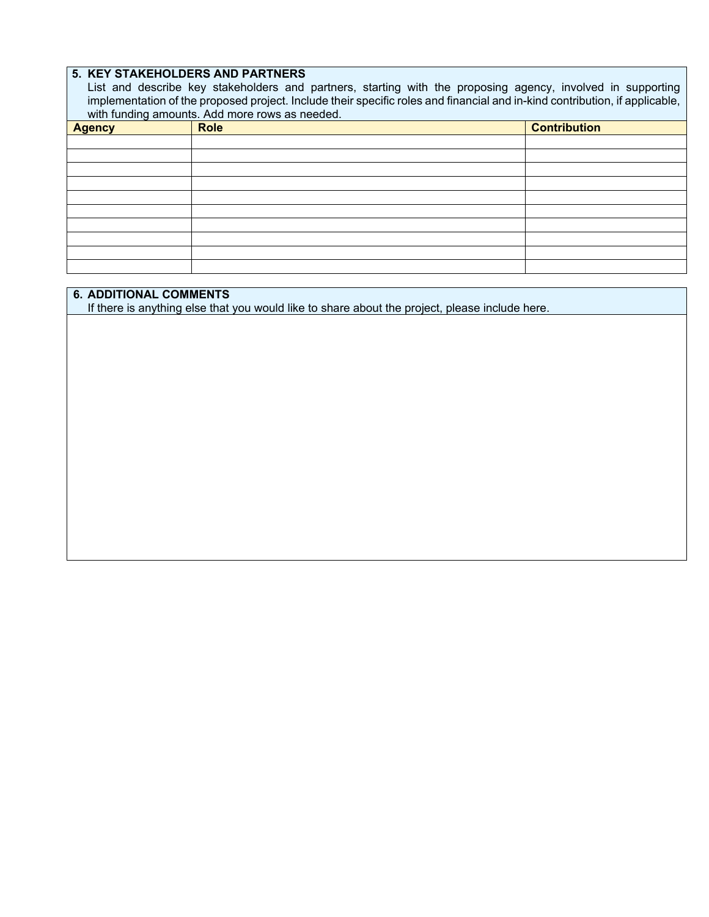## 5. KEY STAKEHOLDERS AND PARTNERS

List and describe key stakeholders and partners, starting with the proposing agency, involved in supporting implementation of the proposed project. Include their specific roles and financial and in-kind contribution, if applicable, with funding amounts. Add more rows as needed.

| Agency | Role | Contribution |
| --- | --- | --- |
| | | |
| | | |
| | | |
| | | |
| | | |
| | | |
| | | |
| | | |
| | | |
| | | |

## 6. ADDITIONAL COMMENTS

If there is anything else that you would like to share about the project, please include here.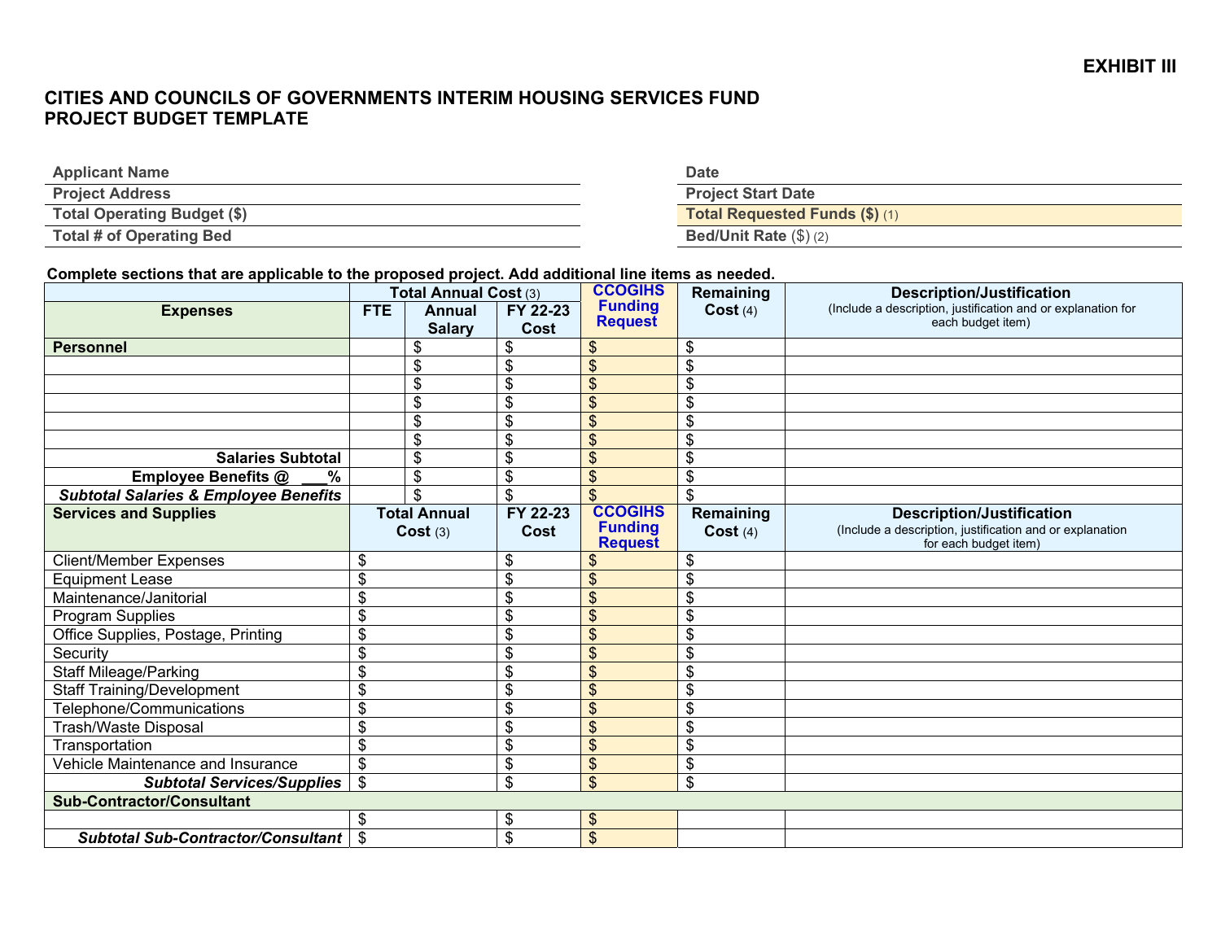**EXHIBIT III**

# CITIES AND COUNCILS OF GOVERNMENTS INTERIM HOUSING SERVICES FUND
## PROJECT BUDGET TEMPLATE

| | |
|---|---|
| **Applicant Name** | **Date** |
| **Project Address** | **Project Start Date** |
| **Total Operating Budget ($)** | **Total Requested Funds ($)** (1) |
| **Total # of Operating Bed** | **Bed/Unit Rate** ($) (2) |

**Complete sections that are applicable to the proposed project. Add additional line items as needed.**

| **Expenses** | **Total Annual Cost** (3) | | **FY 22-23 Cost** | **CCOGIHS Funding Request** | **Remaining Cost** (4) | **Description/Justification** (Include a description, justification and or explanation for each budget item) |
|---|---|---|---|---|---|---|
| | **FTE** | **Annual Salary** | | | | |
| **Personnel** | | $ | $ | $ | $ | |
| | | $ | $ | $ | $ | |
| | | $ | $ | $ | $ | |
| | | $ | $ | $ | $ | |
| | | $ | $ | $ | $ | |
| | | $ | $ | $ | $ | |
| **Salaries Subtotal** | | $ | $ | $ | $ | |
| **Employee Benefits @ ___%** | | $ | $ | $ | $ | |
| ***Subtotal Salaries & Employee Benefits*** | | $ | $ | $ | $ | |
| **Services and Supplies** | **Total Annual Cost** (3) | | **FY 22-23 Cost** | **CCOGIHS Funding Request** | **Remaining Cost** (4) | **Description/Justification** (Include a description, justification and or explanation for each budget item) |
| Client/Member Expenses | $ | | $ | $ | $ | |
| Equipment Lease | $ | | $ | $ | $ | |
| Maintenance/Janitorial | $ | | $ | $ | $ | |
| Program Supplies | $ | | $ | $ | $ | |
| Office Supplies, Postage, Printing | $ | | $ | $ | $ | |
| Security | $ | | $ | $ | $ | |
| Staff Mileage/Parking | $ | | $ | $ | $ | |
| Staff Training/Development | $ | | $ | $ | $ | |
| Telephone/Communications | $ | | $ | $ | $ | |
| Trash/Waste Disposal | $ | | $ | $ | $ | |
| Transportation | $ | | $ | $ | $ | |
| Vehicle Maintenance and Insurance | $ | | $ | $ | $ | |
| ***Subtotal Services/Supplies*** | $ | | $ | $ | $ | |
| **Sub-Contractor/Consultant** | | | | | | |
| | $ | | $ | $ | | |
| ***Subtotal Sub-Contractor/Consultant*** | $ | | $ | $ | | |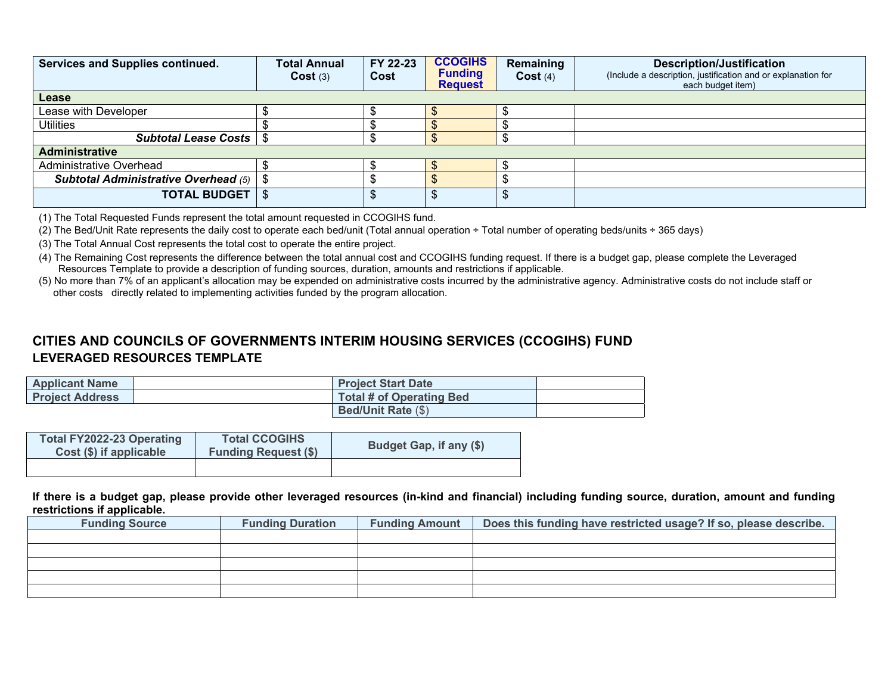| Services and Supplies continued. | Total Annual Cost (3) | FY 22-23 Cost | CCOGIHS Funding Request | Remaining Cost (4) | Description/Justification (Include a description, justification and or explanation for each budget item) |
|---|---|---|---|---|---|
| **Lease** | | | | | |
| Lease with Developer | $ | $ | $ | $ | |
| Utilities | $ | $ | $ | $ | |
| ***Subtotal Lease Costs*** | $ | $ | $ | $ | |
| **Administrative** | | | | | |
| Administrative Overhead | $ | $ | $ | $ | |
| ***Subtotal Administrative Overhead*** (5) | $ | $ | $ | $ | |
| **TOTAL BUDGET** | $ | $ | $ | $ | |

(1) The Total Requested Funds represent the total amount requested in CCOGIHS fund.

(2) The Bed/Unit Rate represents the daily cost to operate each bed/unit (Total annual operation ÷ Total number of operating beds/units ÷ 365 days)

(3) The Total Annual Cost represents the total cost to operate the entire project.

(4) The Remaining Cost represents the difference between the total annual cost and CCOGIHS funding request. If there is a budget gap, please complete the Leveraged Resources Template to provide a description of funding sources, duration, amounts and restrictions if applicable.

(5) No more than 7% of an applicant's allocation may be expended on administrative costs incurred by the administrative agency. Administrative costs do not include staff or other costs directly related to implementing activities funded by the program allocation.

## CITIES AND COUNCILS OF GOVERNMENTS INTERIM HOUSING SERVICES (CCOGIHS) FUND

### LEVERAGED RESOURCES TEMPLATE

| | | | |
|---|---|---|---|
| **Applicant Name** | | **Project Start Date** | |
| **Project Address** | | **Total # of Operating Bed** | |
| | | **Bed/Unit Rate** ($) | |

| Total FY2022-23 Operating Cost ($) if applicable | Total CCOGIHS Funding Request ($) | Budget Gap, if any ($) |
|---|---|---|
| | | |

**If there is a budget gap, please provide other leveraged resources (in-kind and financial) including funding source, duration, amount and funding restrictions if applicable.**

| Funding Source | Funding Duration | Funding Amount | Does this funding have restricted usage? If so, please describe. |
|---|---|---|---|
| | | | |
| | | | |
| | | | |
| | | | |
| | | | |